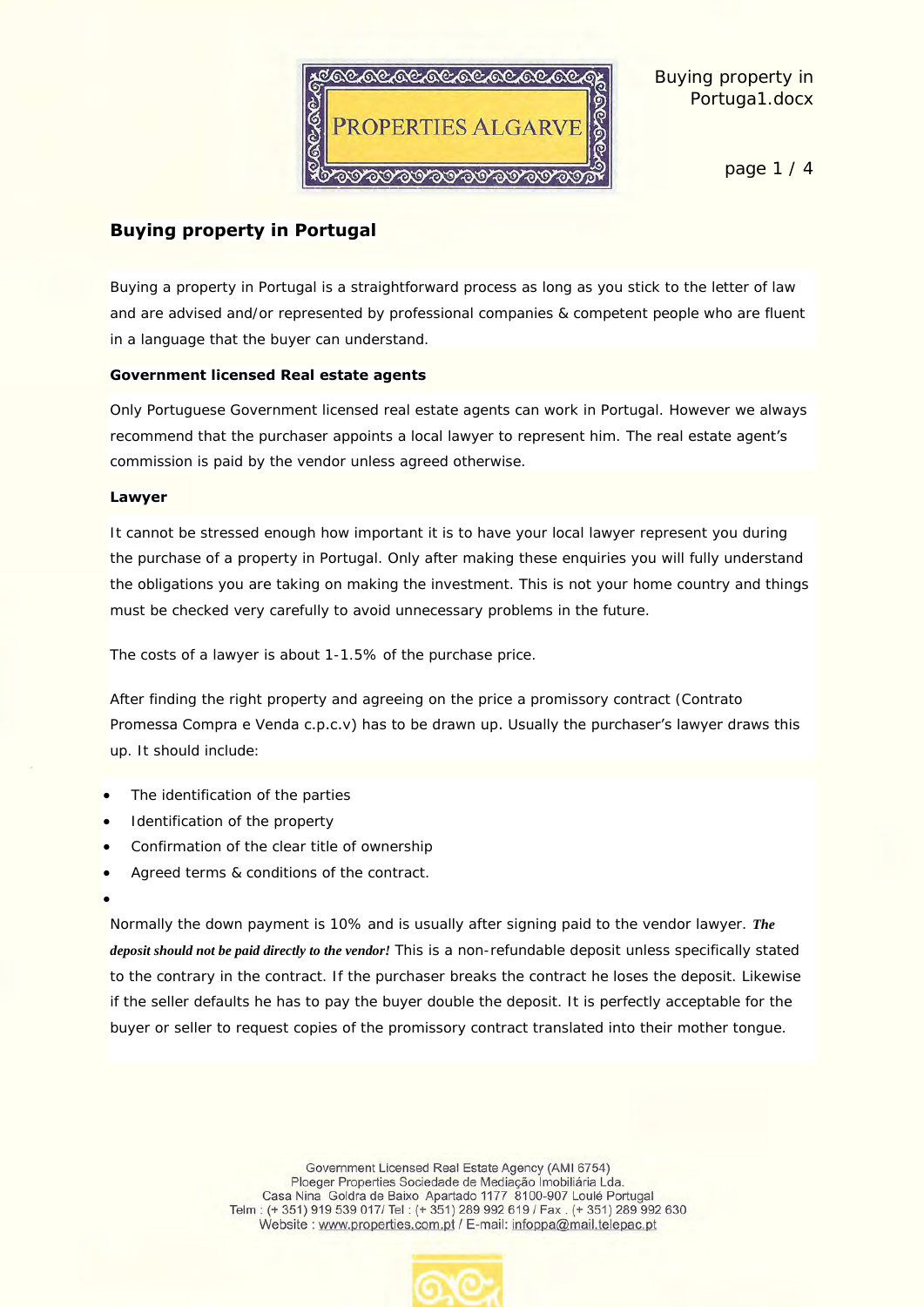## Buying property in Portugal

Buying a property in Portugal is a straightforward process as long as you stick to the letter of law and are advised and/or represented by professional companies & competent people who are fluent in a language that the buyer can understand.

**Government licensed Real estate agents**

Only Portuguese Government licensed real estate agents can work in Portugal. However we always recommend that the purchaser appoints a local lawyer to represent him. The real estate agent's commission is paid by the vendor unless agreed otherwise.

**Lawyer**

It cannot be stressed enough how important it is to have your local lawyer represent you during the purchase of a property in Portugal. Only after making these enquiries you will fully understand the obligations you are taking on making the investment. This is not your home country and things must be checked very carefully to avoid unnecessary problems in the future.

The costs of a lawyer is about 1-1.5% of the purchase price.

After finding the right property and agreeing on the price a promissory contract (Contrato Promessa Compra e Venda c.p.c.v) has to be drawn up. Usually the purchaser's lawyer draws this up. It should include:

- The identification of the parties
- Identification of the property
- Confirmation of the clear title of ownership
- Agreed terms & conditions of the contract.

Normally the down payment is 10% and is usually after signing paid to the vendor lawyer. ***The deposit should not be paid directly to the vendor!*** This is a non-refundable deposit unless specifically stated to the contrary in the contract. If the purchaser breaks the contract he loses the deposit. Likewise if the seller defaults he has to pay the buyer double the deposit. It is perfectly acceptable for the buyer or seller to request copies of the promissory contract translated into their mother tongue.

Government Licensed Real Estate Agency (AMI 6754)
Ploeger Properties Sociedade de Mediação Imobiliária Lda.
Casa Nina Goldra de Baixo Apartado 1177 8100-907 Loulé Portugal
Telm : (+ 351) 919 539 017/ Tel : (+ 351) 289 992 619 / Fax . (+ 351) 289 992 630
Website : www.properties.com.pt / E-mail: infoppa@mail.telepac.pt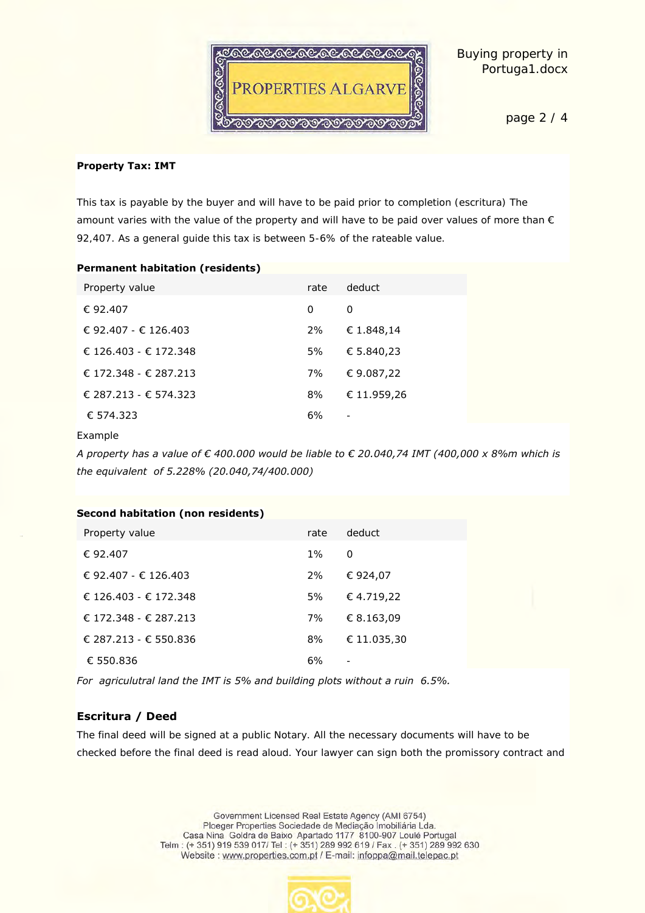**Property Tax: IMT**

This tax is payable by the buyer and will have to be paid prior to completion (escritura) The amount varies with the value of the property and will have to be paid over values of more than € 92,407. As a general guide this tax is between 5-6% of the rateable value.

**Permanent habitation (residents)**

| Property value | rate | deduct |
|---|---|---|
| € 92.407 | 0 | 0 |
| € 92.407 - € 126.403 | 2% | € 1.848,14 |
| € 126.403 - € 172.348 | 5% | € 5.840,23 |
| € 172.348 - € 287.213 | 7% | € 9.087,22 |
| € 287.213 - € 574.323 | 8% | € 11.959,26 |
| € 574.323 | 6% | - |

Example

*A property has a value of € 400.000 would be liable to € 20.040,74 IMT (400,000 x 8%m which is the equivalent of 5.228% (20.040,74/400.000)*

**Second habitation (non residents)**

| Property value | rate | deduct |
|---|---|---|
| € 92.407 | 1% | 0 |
| € 92.407 - € 126.403 | 2% | € 924,07 |
| € 126.403 - € 172.348 | 5% | € 4.719,22 |
| € 172.348 - € 287.213 | 7% | € 8.163,09 |
| € 287.213 - € 550.836 | 8% | € 11.035,30 |
| € 550.836 | 6% | - |

*For agriculutral land the IMT is 5% and building plots without a ruin 6.5%.*

## Escritura / Deed

The final deed will be signed at a public Notary. All the necessary documents will have to be checked before the final deed is read aloud. Your lawyer can sign both the promissory contract and

Government Licensed Real Estate Agency (AMI 6754)
Ploeger Properties Sociedade de Mediação Imobiliária Lda.
Casa Nina Goldra de Baixo Apartado 1177 8100-907 Loulé Portugal
Telm : (+ 351) 919 539 017/ Tel : (+ 351) 289 992 619 / Fax . (+ 351) 289 992 630
Website : www.properties.com.pt / E-mail: infoppa@mail.telepac.pt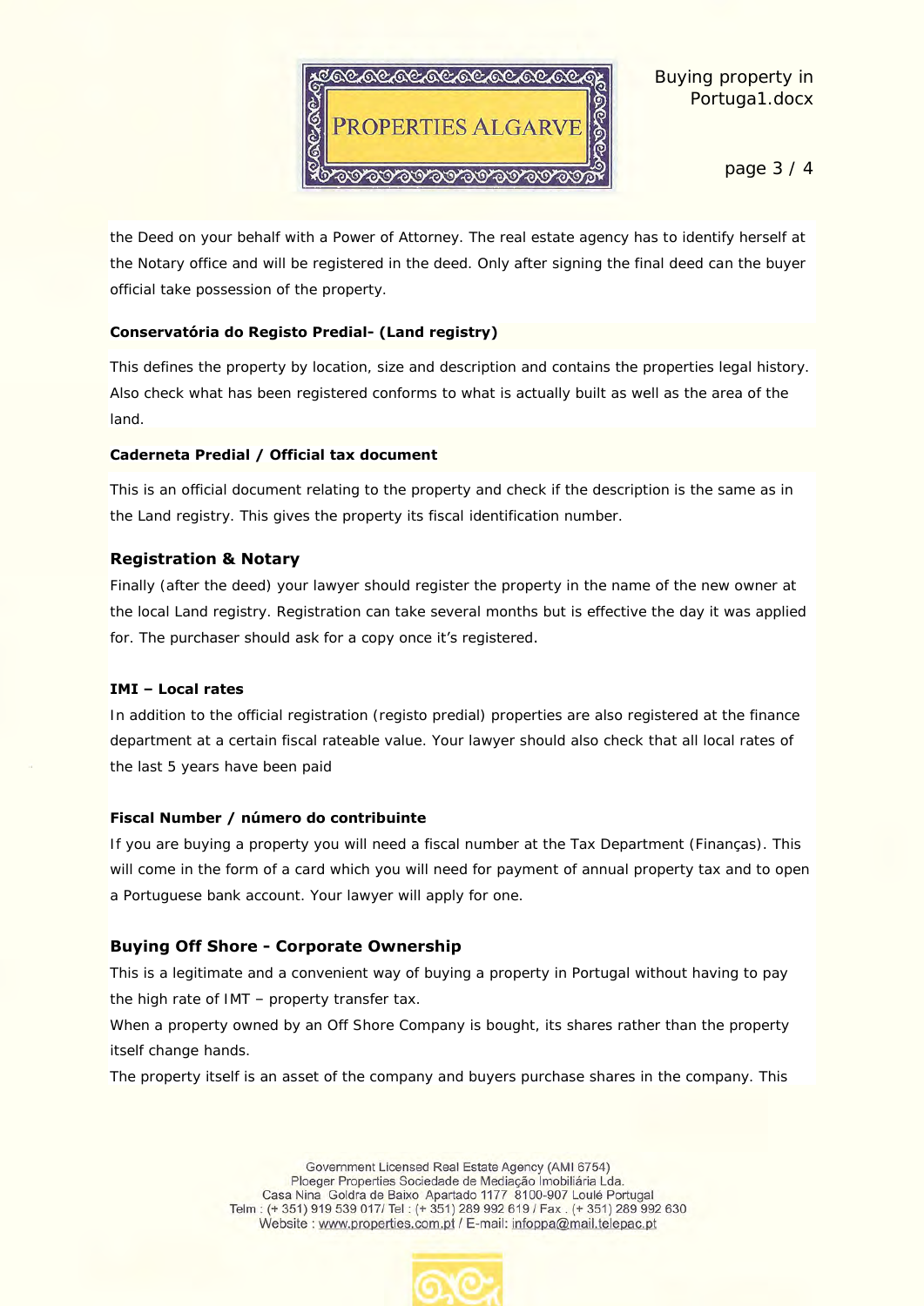the Deed on your behalf with a Power of Attorney. The real estate agency has to identify herself at the Notary office and will be registered in the deed. Only after signing the final deed can the buyer official take possession of the property.

**Conservatória do Registo Predial- (Land registry)**

This defines the property by location, size and description and contains the properties legal history. Also check what has been registered conforms to what is actually built as well as the area of the land.

**Caderneta Predial / Official tax document**

This is an official document relating to the property and check if the description is the same as in the Land registry. This gives the property its fiscal identification number.

## Registration & Notary

Finally (after the deed) your lawyer should register the property in the name of the new owner at the local Land registry. Registration can take several months but is effective the day it was applied for. The purchaser should ask for a copy once it's registered.

**IMI – Local rates**

In addition to the official registration (registo predial) properties are also registered at the finance department at a certain fiscal rateable value. Your lawyer should also check that all local rates of the last 5 years have been paid

**Fiscal Number / número do contribuinte**

If you are buying a property you will need a fiscal number at the Tax Department (Finanças). This will come in the form of a card which you will need for payment of annual property tax and to open a Portuguese bank account. Your lawyer will apply for one.

## Buying Off Shore - Corporate Ownership

This is a legitimate and a convenient way of buying a property in Portugal without having to pay the high rate of IMT – property transfer tax.

When a property owned by an Off Shore Company is bought, its shares rather than the property itself change hands.

The property itself is an asset of the company and buyers purchase shares in the company. This

Government Licensed Real Estate Agency (AMI 6754)
Ploeger Properties Sociedade de Mediação Imobiliária Lda.
Casa Nina Goldra de Baixo Apartado 1177 8100-907 Loulé Portugal
Telm : (+ 351) 919 539 017/ Tel : (+ 351) 289 992 619 / Fax . (+ 351) 289 992 630
Website : www.properties.com.pt / E-mail: infoppa@mail.telepac.pt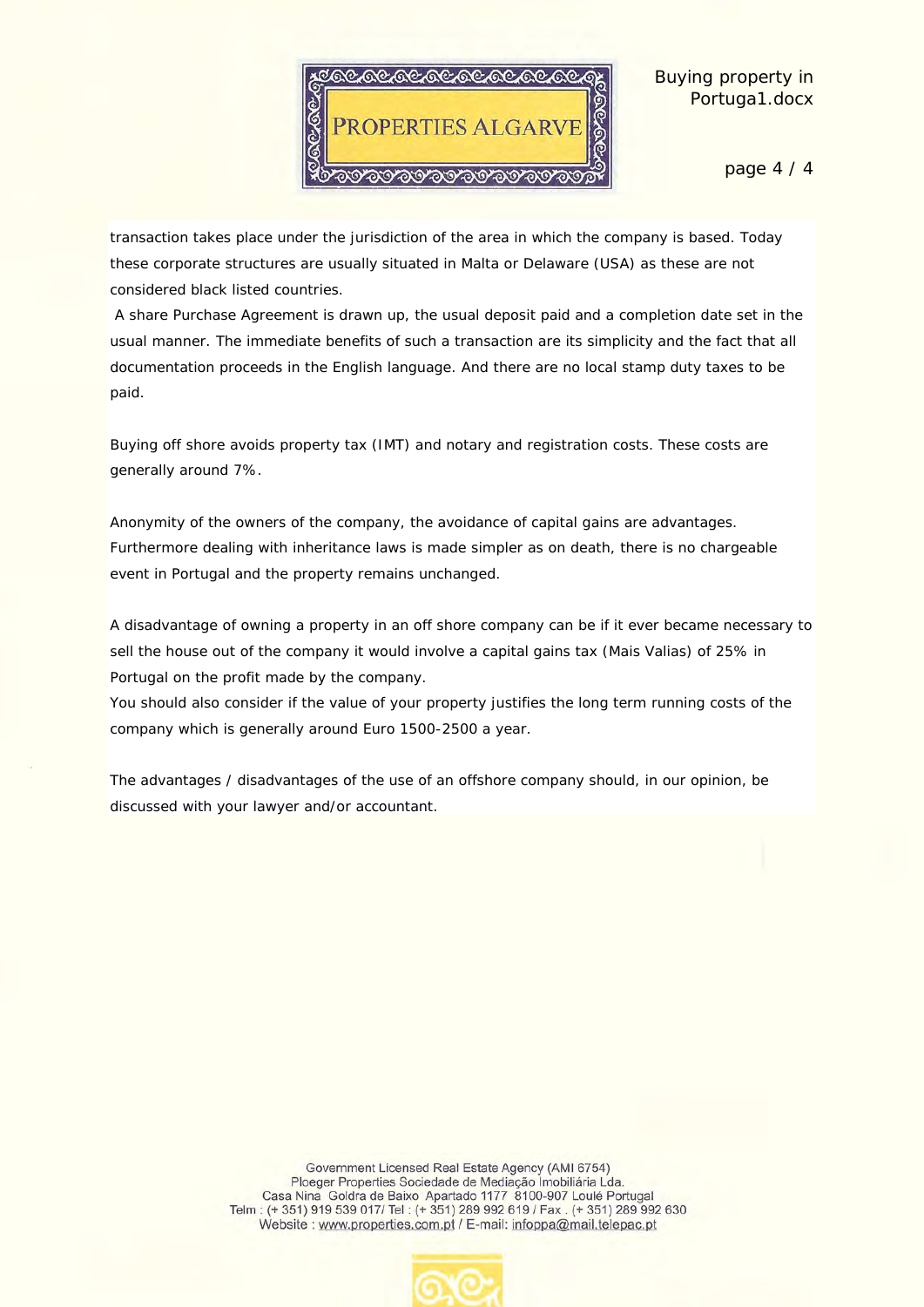transaction takes place under the jurisdiction of the area in which the company is based. Today these corporate structures are usually situated in Malta or Delaware (USA) as these are not considered black listed countries.

A share Purchase Agreement is drawn up, the usual deposit paid and a completion date set in the usual manner. The immediate benefits of such a transaction are its simplicity and the fact that all documentation proceeds in the English language. And there are no local stamp duty taxes to be paid.

Buying off shore avoids property tax (IMT) and notary and registration costs. These costs are generally around 7%.

Anonymity of the owners of the company, the avoidance of capital gains are advantages. Furthermore dealing with inheritance laws is made simpler as on death, there is no chargeable event in Portugal and the property remains unchanged.

A disadvantage of owning a property in an off shore company can be if it ever became necessary to sell the house out of the company it would involve a capital gains tax (Mais Valias) of 25% in Portugal on the profit made by the company.

You should also consider if the value of your property justifies the long term running costs of the company which is generally around Euro 1500-2500 a year.

The advantages / disadvantages of the use of an offshore company should, in our opinion, be discussed with your lawyer and/or accountant.